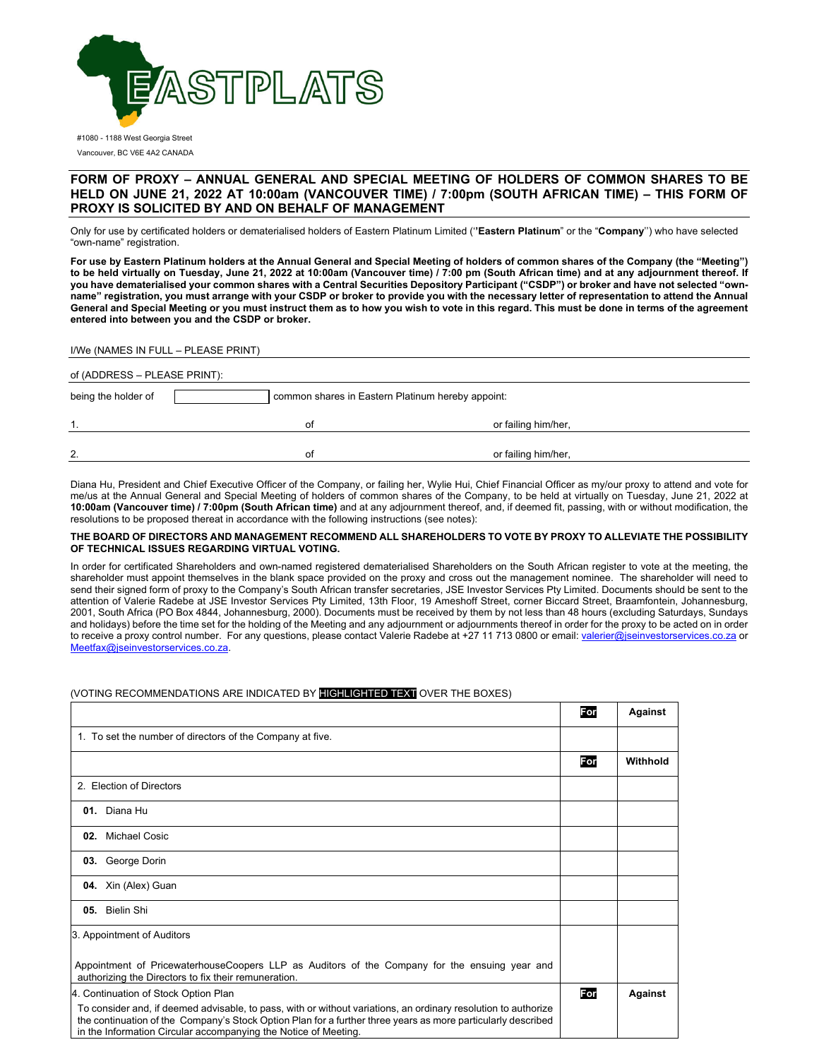EASTPLATS

#1080 - 1188 West Georgia Street

Vancouver, BC V6E 4A2 CANADA

## FORM OF PROXY – ANNUAL GENERAL AND SPECIAL MEETING OF HOLDERS OF COMMON SHARES TO BE HELD ON JUNE 21, 2022 AT 10:00am (VANCOUVER TIME) / 7:00pm (SOUTH AFRICAN TIME) – THIS FORM OF PROXY IS SOLICITED BY AND ON BEHALF OF MANAGEMENT

Only for use by certificated holders or dematerialised holders of Eastern Platinum Limited (''**Eastern Platinum**" or the "**Company**'') who have selected "own-name" registration.

**For use by Eastern Platinum holders at the Annual General and Special Meeting of holders of common shares of the Company (the "Meeting") to be held virtually on Tuesday, June 21, 2022 at 10:00am (Vancouver time) / 7:00 pm (South African time) and at any adjournment thereof. If you have dematerialised your common shares with a Central Securities Depository Participant ("CSDP") or broker and have not selected "own-name" registration, you must arrange with your CSDP or broker to provide you with the necessary letter of representation to attend the Annual General and Special Meeting or you must instruct them as to how you wish to vote in this regard. This must be done in terms of the agreement entered into between you and the CSDP or broker.**

I/We (NAMES IN FULL – PLEASE PRINT) \_\_\_\_\_\_\_\_\_\_\_\_\_\_\_\_\_\_\_\_\_\_\_\_\_\_\_\_\_\_\_\_\_\_

of (ADDRESS – PLEASE PRINT): \_\_\_\_\_\_\_\_\_\_\_\_\_\_\_\_\_\_\_\_\_\_\_\_\_\_\_\_\_\_\_\_\_\_

being the holder of [ \_\_\_\_\_\_\_\_ ] common shares in Eastern Platinum hereby appoint:

1. \_\_\_\_\_\_\_\_\_\_\_\_\_\_\_\_ of \_\_\_\_\_\_\_\_\_\_\_\_\_\_\_\_ or failing him/her,

2. \_\_\_\_\_\_\_\_\_\_\_\_\_\_\_\_ of \_\_\_\_\_\_\_\_\_\_\_\_\_\_\_\_ or failing him/her,

Diana Hu, President and Chief Executive Officer of the Company, or failing her, Wylie Hui, Chief Financial Officer as my/our proxy to attend and vote for me/us at the Annual General and Special Meeting of holders of common shares of the Company, to be held at virtually on Tuesday, June 21, 2022 at **10:00am (Vancouver time) / 7:00pm (South African time)** and at any adjournment thereof, and, if deemed fit, passing, with or without modification, the resolutions to be proposed thereat in accordance with the following instructions (see notes):

**THE BOARD OF DIRECTORS AND MANAGEMENT RECOMMEND ALL SHAREHOLDERS TO VOTE BY PROXY TO ALLEVIATE THE POSSIBILITY OF TECHNICAL ISSUES REGARDING VIRTUAL VOTING.**

In order for certificated Shareholders and own-named registered dematerialised Shareholders on the South African register to vote at the meeting, the shareholder must appoint themselves in the blank space provided on the proxy and cross out the management nominee. The shareholder will need to send their signed form of proxy to the Company's South African transfer secretaries, JSE Investor Services Pty Limited. Documents should be sent to the attention of Valerie Radebe at JSE Investor Services Pty Limited, 13th Floor, 19 Ameshoff Street, corner Biccard Street, Braamfontein, Johannesburg, 2001, South Africa (PO Box 4844, Johannesburg, 2000). Documents must be received by them by not less than 48 hours (excluding Saturdays, Sundays and holidays) before the time set for the holding of the Meeting and any adjournment or adjournments thereof in order for the proxy to be acted on in order to receive a proxy control number. For any questions, please contact Valerie Radebe at +27 11 713 0800 or email: valerier@jseinvestorservices.co.za or Meetfax@jseinvestorservices.co.za.

(VOTING RECOMMENDATIONS ARE INDICATED BY HIGHLIGHTED TEXT OVER THE BOXES)

| | **For** | Against |
|---|---|---|
| 1. To set the number of directors of the Company at five. | | |
| | **For** | Withhold |
| 2. Election of Directors | | |
| **01.** Diana Hu | | |
| **02.** Michael Cosic | | |
| **03.** George Dorin | | |
| **04.** Xin (Alex) Guan | | |
| **05.** Bielin Shi | | |
| 3. Appointment of Auditors<br><br>Appointment of PricewaterhouseCoopers LLP as Auditors of the Company for the ensuing year and authorizing the Directors to fix their remuneration. | | |
| 4. Continuation of Stock Option Plan<br>To consider and, if deemed advisable, to pass, with or without variations, an ordinary resolution to authorize the continuation of the Company's Stock Option Plan for a further three years as more particularly described in the Information Circular accompanying the Notice of Meeting. | **For** | Against |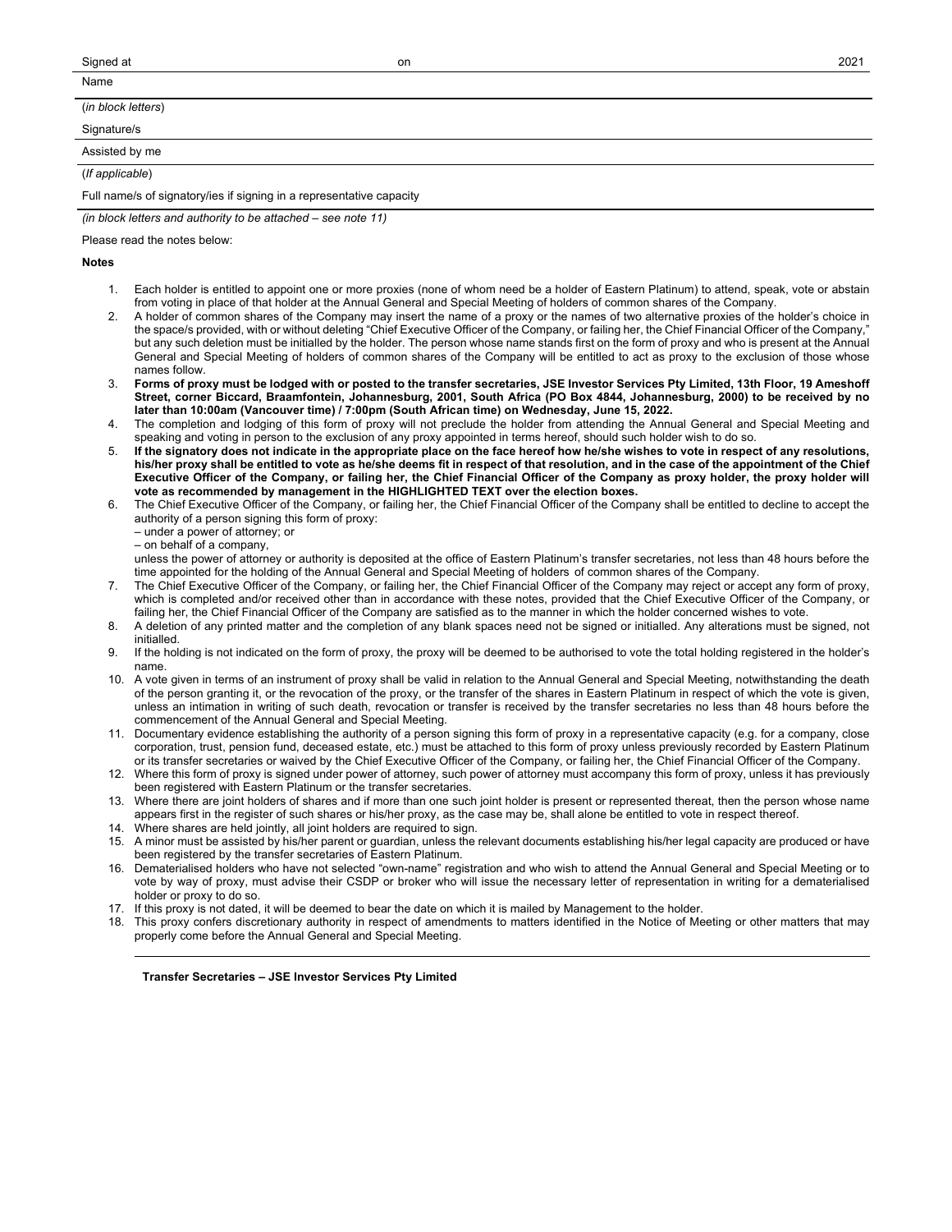Signed at on 2021

Name

(*in block letters*)

Signature/s

Assisted by me

(*If applicable*)

Full name/s of signatory/ies if signing in a representative capacity

*(in block letters and authority to be attached – see note 11)*

Please read the notes below:

**Notes**

1. Each holder is entitled to appoint one or more proxies (none of whom need be a holder of Eastern Platinum) to attend, speak, vote or abstain from voting in place of that holder at the Annual General and Special Meeting of holders of common shares of the Company.
2. A holder of common shares of the Company may insert the name of a proxy or the names of two alternative proxies of the holder's choice in the space/s provided, with or without deleting "Chief Executive Officer of the Company, or failing her, the Chief Financial Officer of the Company," but any such deletion must be initialled by the holder. The person whose name stands first on the form of proxy and who is present at the Annual General and Special Meeting of holders of common shares of the Company will be entitled to act as proxy to the exclusion of those whose names follow.
3. **Forms of proxy must be lodged with or posted to the transfer secretaries, JSE Investor Services Pty Limited, 13th Floor, 19 Ameshoff Street, corner Biccard, Braamfontein, Johannesburg, 2001, South Africa (PO Box 4844, Johannesburg, 2000) to be received by no later than 10:00am (Vancouver time) / 7:00pm (South African time) on Wednesday, June 15, 2022.**
4. The completion and lodging of this form of proxy will not preclude the holder from attending the Annual General and Special Meeting and speaking and voting in person to the exclusion of any proxy appointed in terms hereof, should such holder wish to do so.
5. **If the signatory does not indicate in the appropriate place on the face hereof how he/she wishes to vote in respect of any resolutions, his/her proxy shall be entitled to vote as he/she deems fit in respect of that resolution, and in the case of the appointment of the Chief Executive Officer of the Company, or failing her, the Chief Financial Officer of the Company as proxy holder, the proxy holder will vote as recommended by management in the HIGHLIGHTED TEXT over the election boxes.**
6. The Chief Executive Officer of the Company, or failing her, the Chief Financial Officer of the Company shall be entitled to decline to accept the authority of a person signing this form of proxy:
   – under a power of attorney; or
   – on behalf of a company,
   unless the power of attorney or authority is deposited at the office of Eastern Platinum's transfer secretaries, not less than 48 hours before the time appointed for the holding of the Annual General and Special Meeting of holders of common shares of the Company.
7. The Chief Executive Officer of the Company, or failing her, the Chief Financial Officer of the Company may reject or accept any form of proxy, which is completed and/or received other than in accordance with these notes, provided that the Chief Executive Officer of the Company, or failing her, the Chief Financial Officer of the Company are satisfied as to the manner in which the holder concerned wishes to vote.
8. A deletion of any printed matter and the completion of any blank spaces need not be signed or initialled. Any alterations must be signed, not initialled.
9. If the holding is not indicated on the form of proxy, the proxy will be deemed to be authorised to vote the total holding registered in the holder's name.
10. A vote given in terms of an instrument of proxy shall be valid in relation to the Annual General and Special Meeting, notwithstanding the death of the person granting it, or the revocation of the proxy, or the transfer of the shares in Eastern Platinum in respect of which the vote is given, unless an intimation in writing of such death, revocation or transfer is received by the transfer secretaries no less than 48 hours before the commencement of the Annual General and Special Meeting.
11. Documentary evidence establishing the authority of a person signing this form of proxy in a representative capacity (e.g. for a company, close corporation, trust, pension fund, deceased estate, etc.) must be attached to this form of proxy unless previously recorded by Eastern Platinum or its transfer secretaries or waived by the Chief Executive Officer of the Company, or failing her, the Chief Financial Officer of the Company.
12. Where this form of proxy is signed under power of attorney, such power of attorney must accompany this form of proxy, unless it has previously been registered with Eastern Platinum or the transfer secretaries.
13. Where there are joint holders of shares and if more than one such joint holder is present or represented thereat, then the person whose name appears first in the register of such shares or his/her proxy, as the case may be, shall alone be entitled to vote in respect thereof.
14. Where shares are held jointly, all joint holders are required to sign.
15. A minor must be assisted by his/her parent or guardian, unless the relevant documents establishing his/her legal capacity are produced or have been registered by the transfer secretaries of Eastern Platinum.
16. Dematerialised holders who have not selected "own-name" registration and who wish to attend the Annual General and Special Meeting or to vote by way of proxy, must advise their CSDP or broker who will issue the necessary letter of representation in writing for a dematerialised holder or proxy to do so.
17. If this proxy is not dated, it will be deemed to bear the date on which it is mailed by Management to the holder.
18. This proxy confers discretionary authority in respect of amendments to matters identified in the Notice of Meeting or other matters that may properly come before the Annual General and Special Meeting.

**Transfer Secretaries – JSE Investor Services Pty Limited**